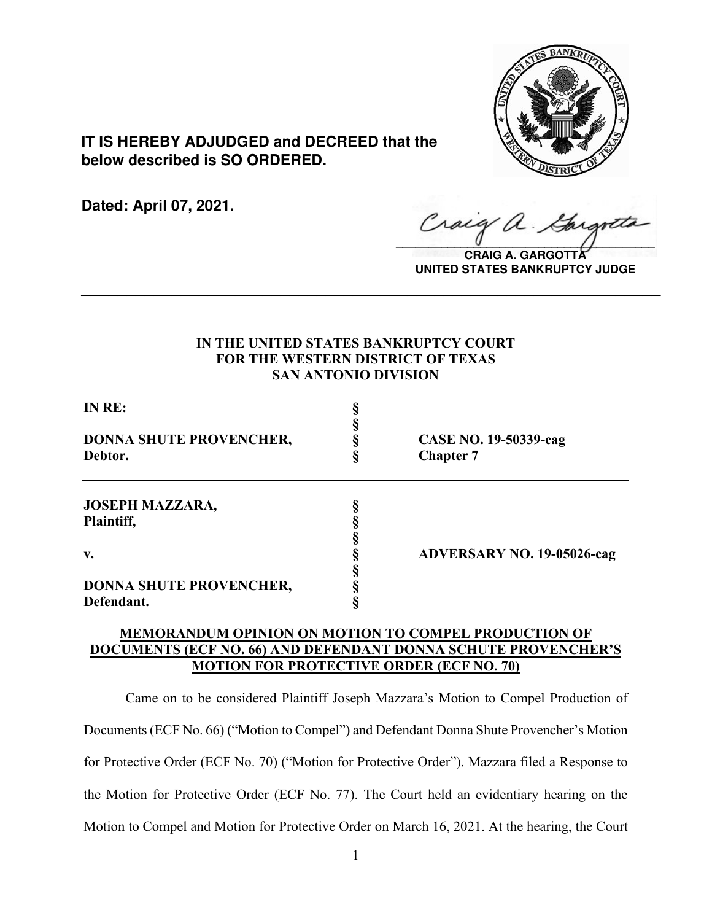**IT IS HEREBY ADJUDGED and DECREED that the below described is SO ORDERED.**

**Dated: April 07, 2021.**

**CRAIG A. GARGOTTA**
**UNITED STATES BANKRUPTCY JUDGE**

---

**IN THE UNITED STATES BANKRUPTCY COURT**
**FOR THE WESTERN DISTRICT OF TEXAS**
**SAN ANTONIO DIVISION**

| | | |
|---|---|---|
| **IN RE:** | § | |
| | § | |
| **DONNA SHUTE PROVENCHER,** | § | **CASE NO. 19-50339-cag** |
| **Debtor.** | § | **Chapter 7** |

| | | |
|---|---|---|
| **JOSEPH MAZZARA,** | § | |
| **Plaintiff,** | § | |
| | § | |
| **v.** | § | **ADVERSARY NO. 19-05026-cag** |
| | § | |
| **DONNA SHUTE PROVENCHER,** | § | |
| **Defendant.** | § | |

**MEMORANDUM OPINION ON MOTION TO COMPEL PRODUCTION OF DOCUMENTS (ECF NO. 66) AND DEFENDANT DONNA SCHUTE PROVENCHER'S MOTION FOR PROTECTIVE ORDER (ECF NO. 70)**

Came on to be considered Plaintiff Joseph Mazzara's Motion to Compel Production of Documents (ECF No. 66) ("Motion to Compel") and Defendant Donna Shute Provencher's Motion for Protective Order (ECF No. 70) ("Motion for Protective Order"). Mazzara filed a Response to the Motion for Protective Order (ECF No. 77). The Court held an evidentiary hearing on the Motion to Compel and Motion for Protective Order on March 16, 2021. At the hearing, the Court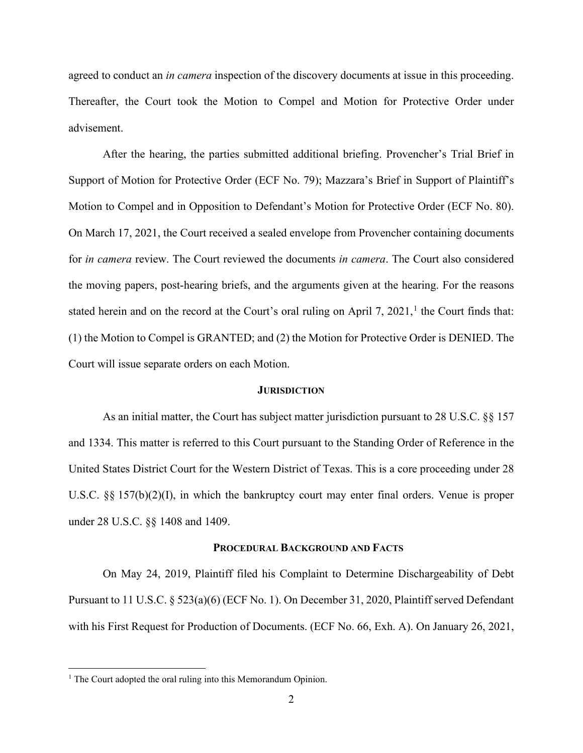agreed to conduct an *in camera* inspection of the discovery documents at issue in this proceeding. Thereafter, the Court took the Motion to Compel and Motion for Protective Order under advisement.

After the hearing, the parties submitted additional briefing. Provencher's Trial Brief in Support of Motion for Protective Order (ECF No. 79); Mazzara's Brief in Support of Plaintiff's Motion to Compel and in Opposition to Defendant's Motion for Protective Order (ECF No. 80). On March 17, 2021, the Court received a sealed envelope from Provencher containing documents for *in camera* review. The Court reviewed the documents *in camera*. The Court also considered the moving papers, post-hearing briefs, and the arguments given at the hearing. For the reasons stated herein and on the record at the Court's oral ruling on April 7, 2021,[1] the Court finds that: (1) the Motion to Compel is GRANTED; and (2) the Motion for Protective Order is DENIED. The Court will issue separate orders on each Motion.

## JURISDICTION

As an initial matter, the Court has subject matter jurisdiction pursuant to 28 U.S.C. §§ 157 and 1334. This matter is referred to this Court pursuant to the Standing Order of Reference in the United States District Court for the Western District of Texas. This is a core proceeding under 28 U.S.C. §§ 157(b)(2)(I), in which the bankruptcy court may enter final orders. Venue is proper under 28 U.S.C. §§ 1408 and 1409.

## PROCEDURAL BACKGROUND AND FACTS

On May 24, 2019, Plaintiff filed his Complaint to Determine Dischargeability of Debt Pursuant to 11 U.S.C. § 523(a)(6) (ECF No. 1). On December 31, 2020, Plaintiff served Defendant with his First Request for Production of Documents. (ECF No. 66, Exh. A). On January 26, 2021,

---

[1] The Court adopted the oral ruling into this Memorandum Opinion.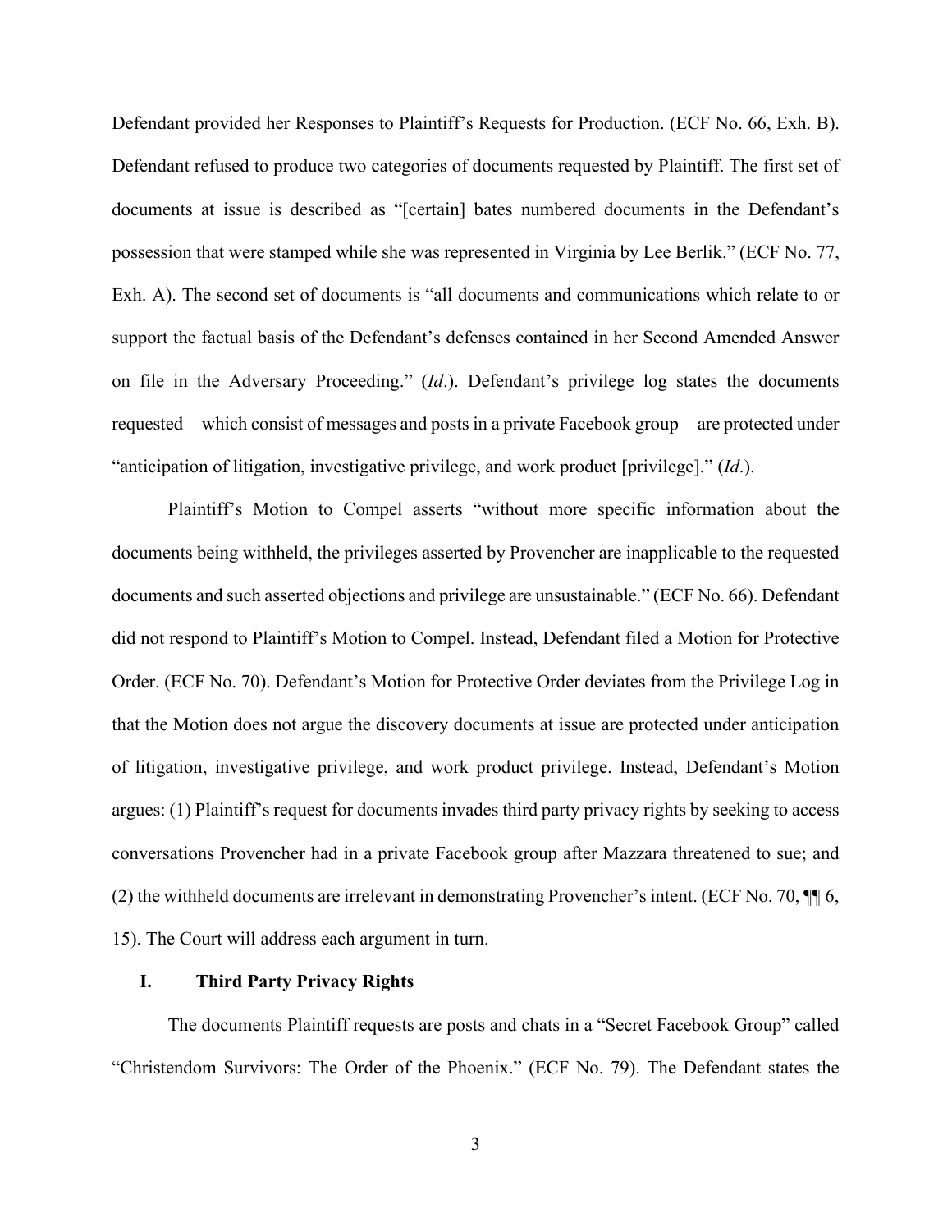Defendant provided her Responses to Plaintiff's Requests for Production. (ECF No. 66, Exh. B). Defendant refused to produce two categories of documents requested by Plaintiff. The first set of documents at issue is described as "[certain] bates numbered documents in the Defendant's possession that were stamped while she was represented in Virginia by Lee Berlik." (ECF No. 77, Exh. A). The second set of documents is "all documents and communications which relate to or support the factual basis of the Defendant's defenses contained in her Second Amended Answer on file in the Adversary Proceeding." (*Id*.). Defendant's privilege log states the documents requested—which consist of messages and posts in a private Facebook group—are protected under "anticipation of litigation, investigative privilege, and work product [privilege]." (*Id*.).

Plaintiff's Motion to Compel asserts "without more specific information about the documents being withheld, the privileges asserted by Provencher are inapplicable to the requested documents and such asserted objections and privilege are unsustainable." (ECF No. 66). Defendant did not respond to Plaintiff's Motion to Compel. Instead, Defendant filed a Motion for Protective Order. (ECF No. 70). Defendant's Motion for Protective Order deviates from the Privilege Log in that the Motion does not argue the discovery documents at issue are protected under anticipation of litigation, investigative privilege, and work product privilege. Instead, Defendant's Motion argues: (1) Plaintiff's request for documents invades third party privacy rights by seeking to access conversations Provencher had in a private Facebook group after Mazzara threatened to sue; and (2) the withheld documents are irrelevant in demonstrating Provencher's intent. (ECF No. 70, ¶¶ 6, 15). The Court will address each argument in turn.

## I. Third Party Privacy Rights

The documents Plaintiff requests are posts and chats in a "Secret Facebook Group" called "Christendom Survivors: The Order of the Phoenix." (ECF No. 79). The Defendant states the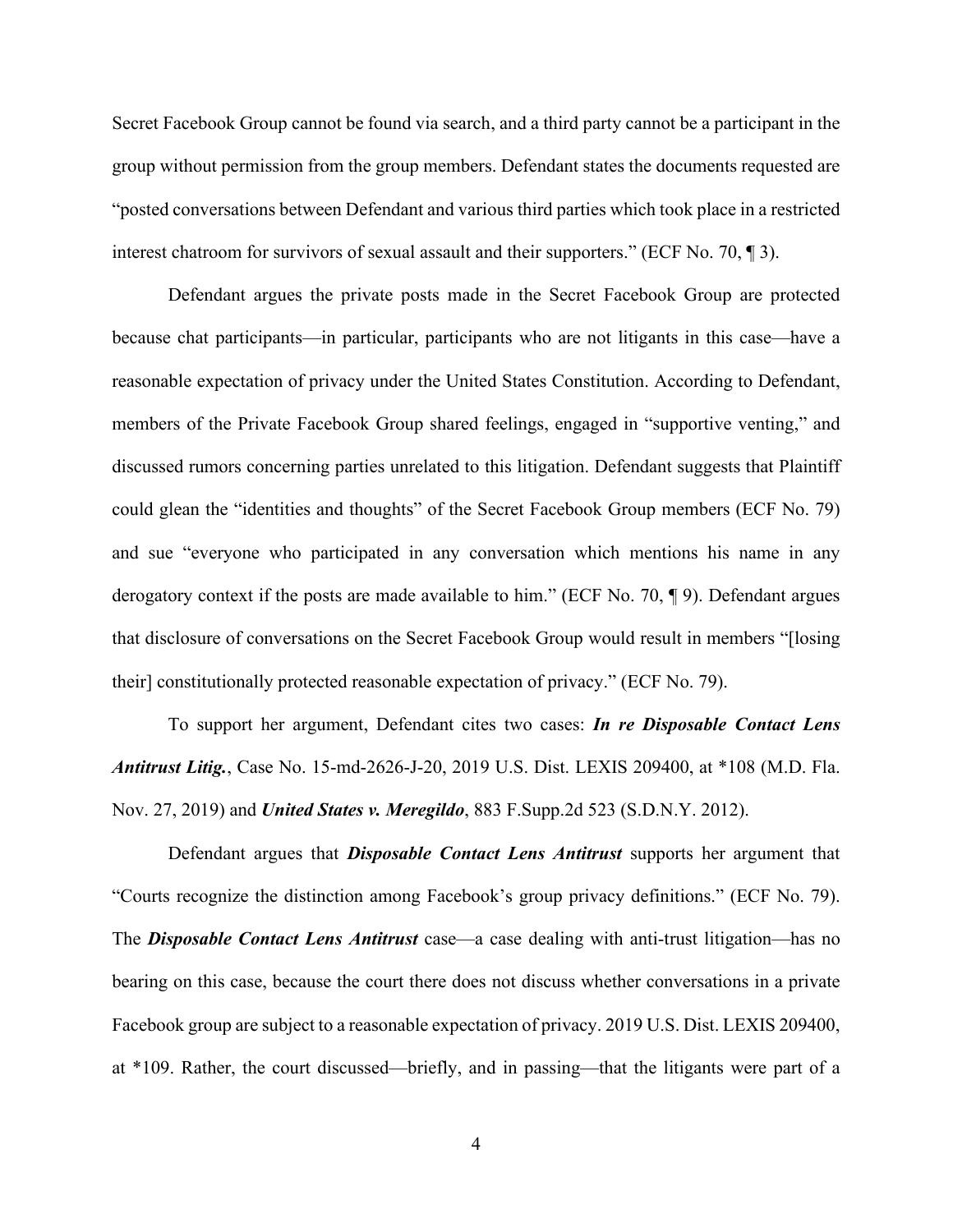Secret Facebook Group cannot be found via search, and a third party cannot be a participant in the group without permission from the group members. Defendant states the documents requested are "posted conversations between Defendant and various third parties which took place in a restricted interest chatroom for survivors of sexual assault and their supporters." (ECF No. 70, ¶ 3).

Defendant argues the private posts made in the Secret Facebook Group are protected because chat participants—in particular, participants who are not litigants in this case—have a reasonable expectation of privacy under the United States Constitution. According to Defendant, members of the Private Facebook Group shared feelings, engaged in "supportive venting," and discussed rumors concerning parties unrelated to this litigation. Defendant suggests that Plaintiff could glean the "identities and thoughts" of the Secret Facebook Group members (ECF No. 79) and sue "everyone who participated in any conversation which mentions his name in any derogatory context if the posts are made available to him." (ECF No. 70, ¶ 9). Defendant argues that disclosure of conversations on the Secret Facebook Group would result in members "[losing their] constitutionally protected reasonable expectation of privacy." (ECF No. 79).

To support her argument, Defendant cites two cases: ***In re Disposable Contact Lens Antitrust Litig.***, Case No. 15-md-2626-J-20, 2019 U.S. Dist. LEXIS 209400, at *108 (M.D. Fla. Nov. 27, 2019) and ***United States v. Meregildo***, 883 F.Supp.2d 523 (S.D.N.Y. 2012).

Defendant argues that ***Disposable Contact Lens Antitrust*** supports her argument that "Courts recognize the distinction among Facebook's group privacy definitions." (ECF No. 79). The ***Disposable Contact Lens Antitrust*** case—a case dealing with anti-trust litigation—has no bearing on this case, because the court there does not discuss whether conversations in a private Facebook group are subject to a reasonable expectation of privacy. 2019 U.S. Dist. LEXIS 209400, at *109. Rather, the court discussed—briefly, and in passing—that the litigants were part of a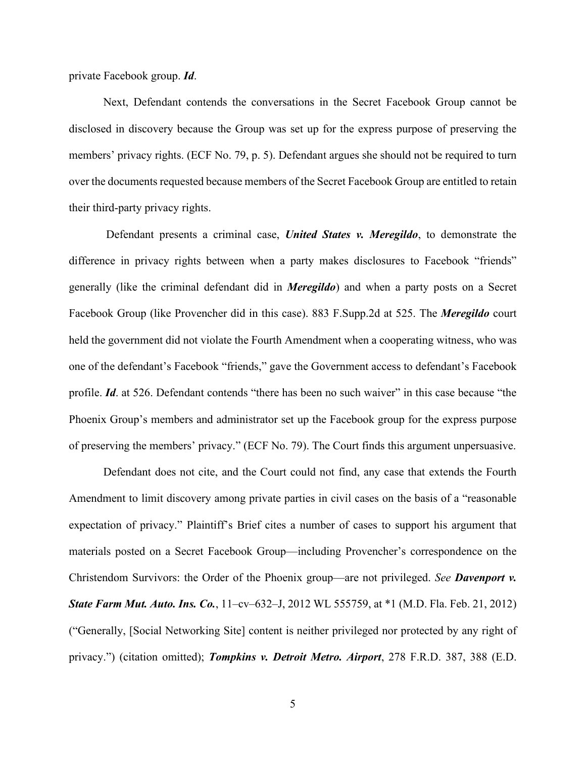private Facebook group. ***Id***.

Next, Defendant contends the conversations in the Secret Facebook Group cannot be disclosed in discovery because the Group was set up for the express purpose of preserving the members' privacy rights. (ECF No. 79, p. 5). Defendant argues she should not be required to turn over the documents requested because members of the Secret Facebook Group are entitled to retain their third-party privacy rights.

Defendant presents a criminal case, ***United States v. Meregildo***, to demonstrate the difference in privacy rights between when a party makes disclosures to Facebook "friends" generally (like the criminal defendant did in ***Meregildo***) and when a party posts on a Secret Facebook Group (like Provencher did in this case). 883 F.Supp.2d at 525. The ***Meregildo*** court held the government did not violate the Fourth Amendment when a cooperating witness, who was one of the defendant's Facebook "friends," gave the Government access to defendant's Facebook profile. ***Id***. at 526. Defendant contends "there has been no such waiver" in this case because "the Phoenix Group's members and administrator set up the Facebook group for the express purpose of preserving the members' privacy." (ECF No. 79). The Court finds this argument unpersuasive.

Defendant does not cite, and the Court could not find, any case that extends the Fourth Amendment to limit discovery among private parties in civil cases on the basis of a "reasonable expectation of privacy." Plaintiff's Brief cites a number of cases to support his argument that materials posted on a Secret Facebook Group—including Provencher's correspondence on the Christendom Survivors: the Order of the Phoenix group—are not privileged. *See* ***Davenport v. State Farm Mut. Auto. Ins. Co.***, 11–cv–632–J, 2012 WL 555759, at *1 (M.D. Fla. Feb. 21, 2012) ("Generally, [Social Networking Site] content is neither privileged nor protected by any right of privacy.") (citation omitted); ***Tompkins v. Detroit Metro. Airport***, 278 F.R.D. 387, 388 (E.D.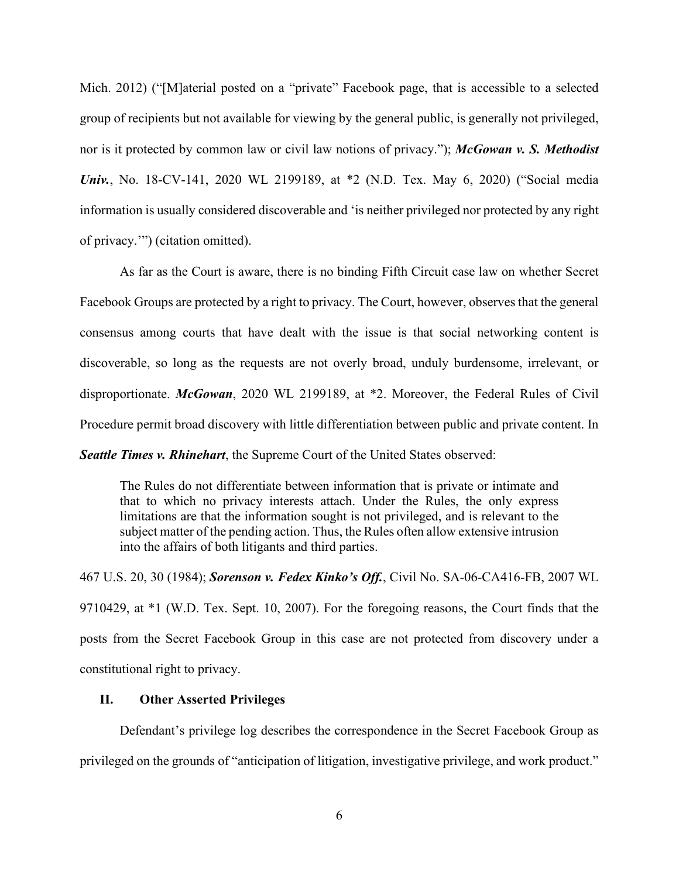Mich. 2012) ("[M]aterial posted on a "private" Facebook page, that is accessible to a selected group of recipients but not available for viewing by the general public, is generally not privileged, nor is it protected by common law or civil law notions of privacy."); ***McGowan v. S. Methodist Univ.***, No. 18-CV-141, 2020 WL 2199189, at *2 (N.D. Tex. May 6, 2020) ("Social media information is usually considered discoverable and 'is neither privileged nor protected by any right of privacy.'") (citation omitted).

As far as the Court is aware, there is no binding Fifth Circuit case law on whether Secret Facebook Groups are protected by a right to privacy. The Court, however, observes that the general consensus among courts that have dealt with the issue is that social networking content is discoverable, so long as the requests are not overly broad, unduly burdensome, irrelevant, or disproportionate. ***McGowan***, 2020 WL 2199189, at *2. Moreover, the Federal Rules of Civil Procedure permit broad discovery with little differentiation between public and private content. In ***Seattle Times v. Rhinehart***, the Supreme Court of the United States observed:

> The Rules do not differentiate between information that is private or intimate and that to which no privacy interests attach. Under the Rules, the only express limitations are that the information sought is not privileged, and is relevant to the subject matter of the pending action. Thus, the Rules often allow extensive intrusion into the affairs of both litigants and third parties.

467 U.S. 20, 30 (1984); ***Sorenson v. Fedex Kinko's Off.***, Civil No. SA-06-CA416-FB, 2007 WL 9710429, at *1 (W.D. Tex. Sept. 10, 2007). For the foregoing reasons, the Court finds that the posts from the Secret Facebook Group in this case are not protected from discovery under a constitutional right to privacy.

## II. Other Asserted Privileges

Defendant's privilege log describes the correspondence in the Secret Facebook Group as privileged on the grounds of "anticipation of litigation, investigative privilege, and work product."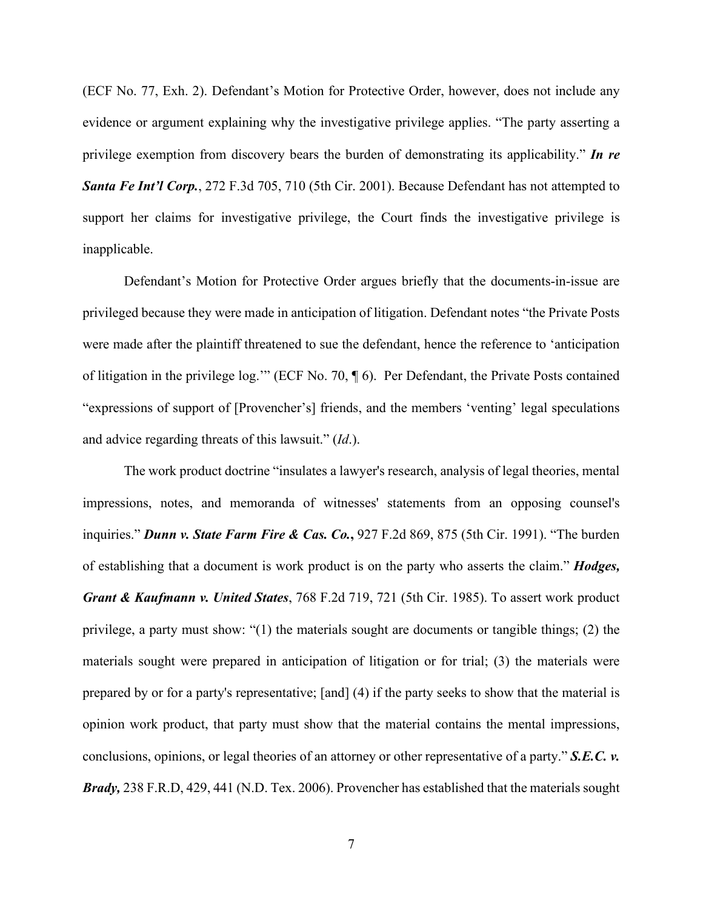(ECF No. 77, Exh. 2). Defendant's Motion for Protective Order, however, does not include any evidence or argument explaining why the investigative privilege applies. "The party asserting a privilege exemption from discovery bears the burden of demonstrating its applicability." ***In re Santa Fe Int'l Corp.***, 272 F.3d 705, 710 (5th Cir. 2001). Because Defendant has not attempted to support her claims for investigative privilege, the Court finds the investigative privilege is inapplicable.

Defendant's Motion for Protective Order argues briefly that the documents-in-issue are privileged because they were made in anticipation of litigation. Defendant notes "the Private Posts were made after the plaintiff threatened to sue the defendant, hence the reference to 'anticipation of litigation in the privilege log.'" (ECF No. 70, ¶ 6). Per Defendant, the Private Posts contained "expressions of support of [Provencher's] friends, and the members 'venting' legal speculations and advice regarding threats of this lawsuit." (*Id.*).

The work product doctrine "insulates a lawyer's research, analysis of legal theories, mental impressions, notes, and memoranda of witnesses' statements from an opposing counsel's inquiries." ***Dunn v. State Farm Fire & Cas. Co.***, 927 F.2d 869, 875 (5th Cir. 1991). "The burden of establishing that a document is work product is on the party who asserts the claim." ***Hodges, Grant & Kaufmann v. United States***, 768 F.2d 719, 721 (5th Cir. 1985). To assert work product privilege, a party must show: "(1) the materials sought are documents or tangible things; (2) the materials sought were prepared in anticipation of litigation or for trial; (3) the materials were prepared by or for a party's representative; [and] (4) if the party seeks to show that the material is opinion work product, that party must show that the material contains the mental impressions, conclusions, opinions, or legal theories of an attorney or other representative of a party." ***S.E.C. v. Brady,*** 238 F.R.D, 429, 441 (N.D. Tex. 2006). Provencher has established that the materials sought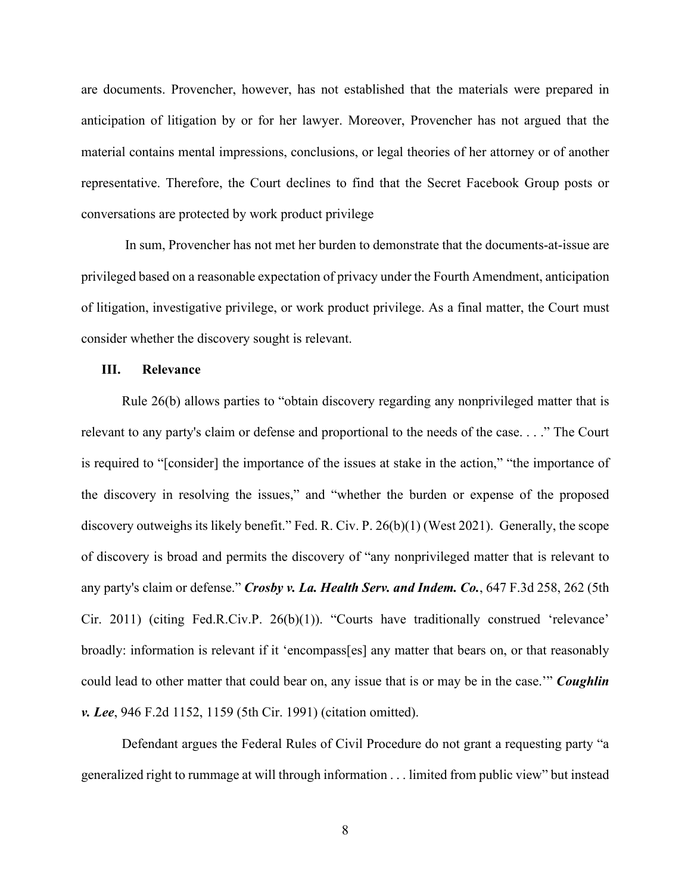are documents. Provencher, however, has not established that the materials were prepared in anticipation of litigation by or for her lawyer. Moreover, Provencher has not argued that the material contains mental impressions, conclusions, or legal theories of her attorney or of another representative. Therefore, the Court declines to find that the Secret Facebook Group posts or conversations are protected by work product privilege

In sum, Provencher has not met her burden to demonstrate that the documents-at-issue are privileged based on a reasonable expectation of privacy under the Fourth Amendment, anticipation of litigation, investigative privilege, or work product privilege. As a final matter, the Court must consider whether the discovery sought is relevant.

### III. Relevance

Rule 26(b) allows parties to "obtain discovery regarding any nonprivileged matter that is relevant to any party's claim or defense and proportional to the needs of the case. . . ." The Court is required to "[consider] the importance of the issues at stake in the action," "the importance of the discovery in resolving the issues," and "whether the burden or expense of the proposed discovery outweighs its likely benefit." Fed. R. Civ. P. 26(b)(1) (West 2021). Generally, the scope of discovery is broad and permits the discovery of "any nonprivileged matter that is relevant to any party's claim or defense." ***Crosby v. La. Health Serv. and Indem. Co.***, 647 F.3d 258, 262 (5th Cir. 2011) (citing Fed.R.Civ.P. 26(b)(1)). "Courts have traditionally construed 'relevance' broadly: information is relevant if it 'encompass[es] any matter that bears on, or that reasonably could lead to other matter that could bear on, any issue that is or may be in the case.'" ***Coughlin v. Lee***, 946 F.2d 1152, 1159 (5th Cir. 1991) (citation omitted).

Defendant argues the Federal Rules of Civil Procedure do not grant a requesting party "a generalized right to rummage at will through information . . . limited from public view" but instead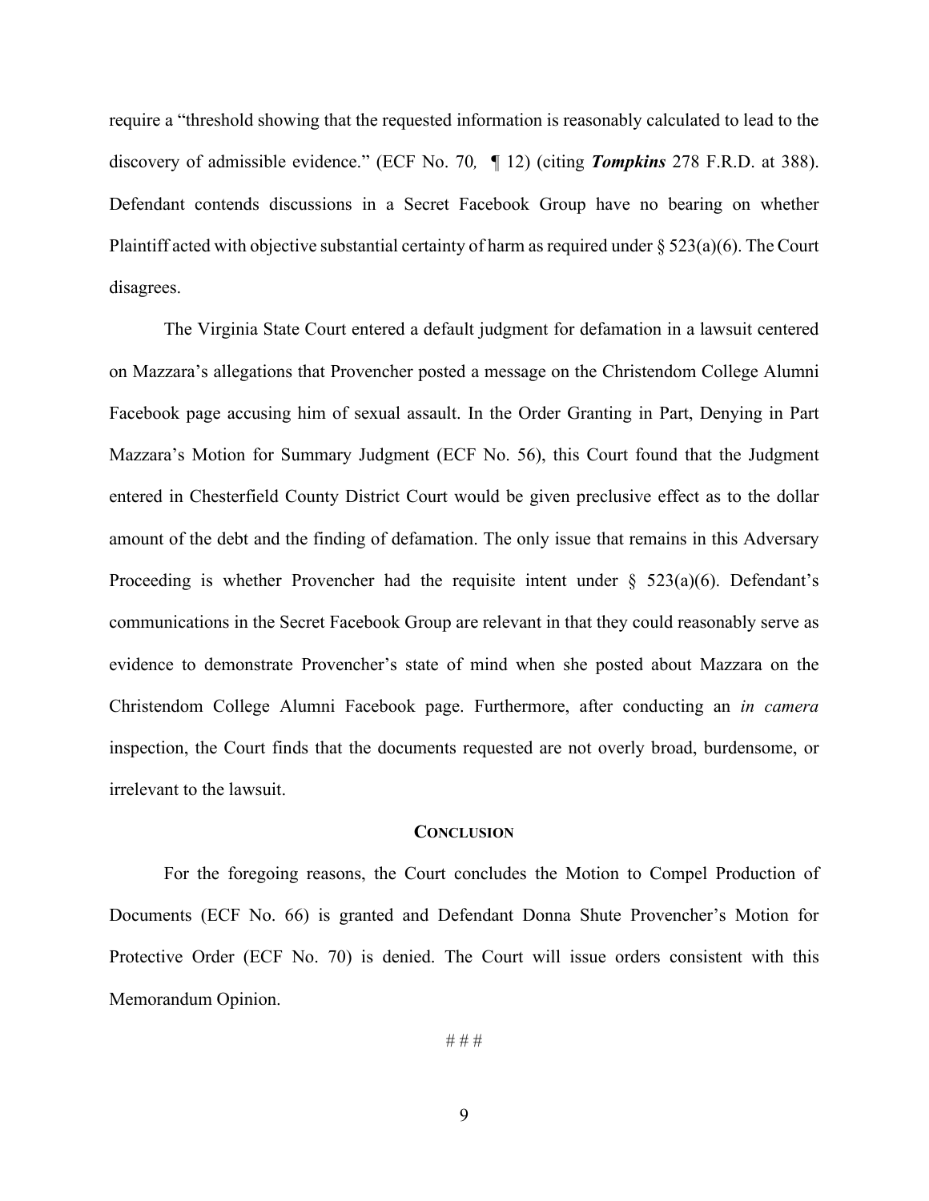require a "threshold showing that the requested information is reasonably calculated to lead to the discovery of admissible evidence." (ECF No. 70*,* ¶ 12) (citing ***Tompkins*** 278 F.R.D. at 388). Defendant contends discussions in a Secret Facebook Group have no bearing on whether Plaintiff acted with objective substantial certainty of harm as required under § 523(a)(6). The Court disagrees.

The Virginia State Court entered a default judgment for defamation in a lawsuit centered on Mazzara's allegations that Provencher posted a message on the Christendom College Alumni Facebook page accusing him of sexual assault. In the Order Granting in Part, Denying in Part Mazzara's Motion for Summary Judgment (ECF No. 56), this Court found that the Judgment entered in Chesterfield County District Court would be given preclusive effect as to the dollar amount of the debt and the finding of defamation. The only issue that remains in this Adversary Proceeding is whether Provencher had the requisite intent under § 523(a)(6). Defendant's communications in the Secret Facebook Group are relevant in that they could reasonably serve as evidence to demonstrate Provencher's state of mind when she posted about Mazzara on the Christendom College Alumni Facebook page. Furthermore, after conducting an *in camera* inspection, the Court finds that the documents requested are not overly broad, burdensome, or irrelevant to the lawsuit.

## CONCLUSION

For the foregoing reasons, the Court concludes the Motion to Compel Production of Documents (ECF No. 66) is granted and Defendant Donna Shute Provencher's Motion for Protective Order (ECF No. 70) is denied. The Court will issue orders consistent with this Memorandum Opinion.

# # #